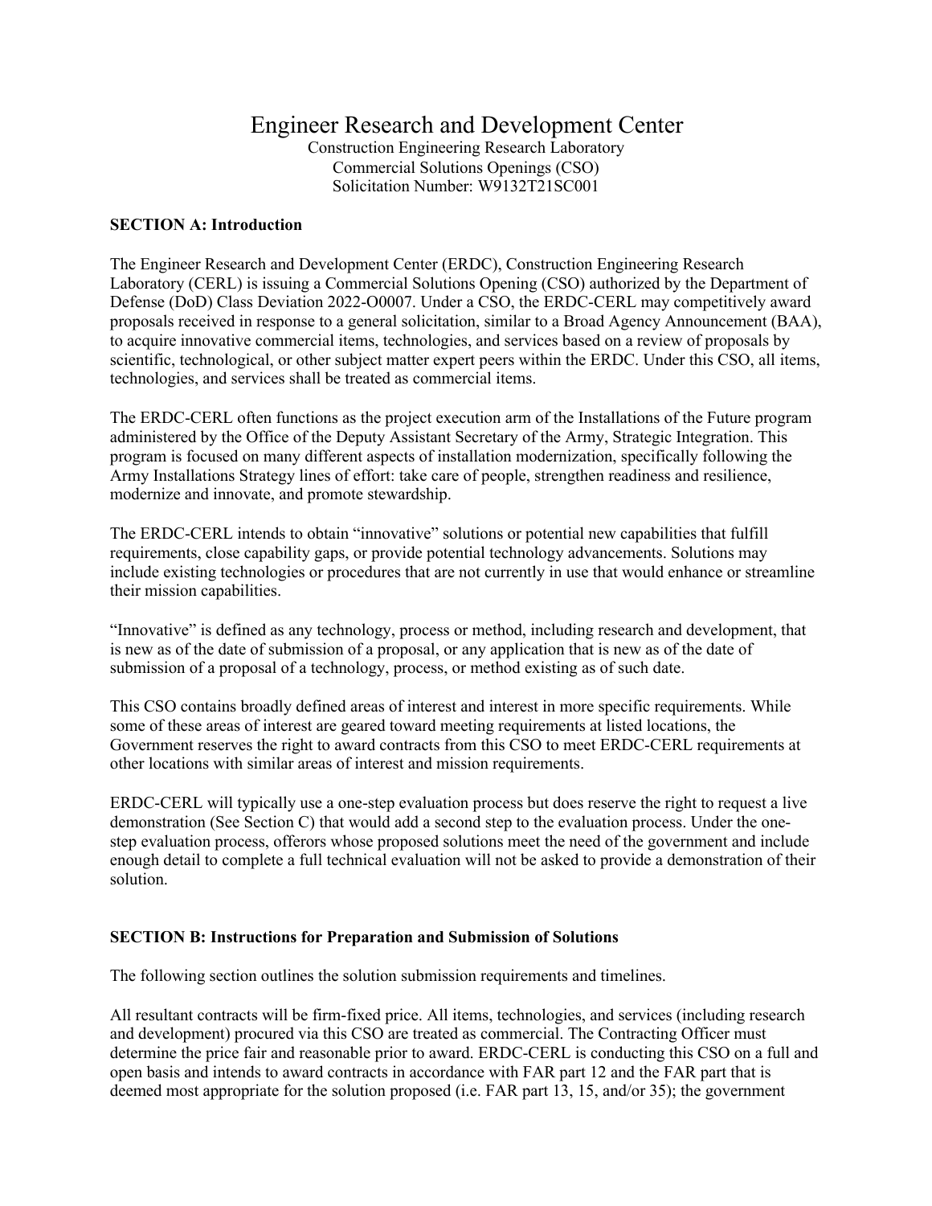# Engineer Research and Development Center

Construction Engineering Research Laboratory
Commercial Solutions Openings (CSO)
Solicitation Number: W9132T21SC001

## SECTION A: Introduction

The Engineer Research and Development Center (ERDC), Construction Engineering Research Laboratory (CERL) is issuing a Commercial Solutions Opening (CSO) authorized by the Department of Defense (DoD) Class Deviation 2022-O0007. Under a CSO, the ERDC-CERL may competitively award proposals received in response to a general solicitation, similar to a Broad Agency Announcement (BAA), to acquire innovative commercial items, technologies, and services based on a review of proposals by scientific, technological, or other subject matter expert peers within the ERDC. Under this CSO, all items, technologies, and services shall be treated as commercial items.

The ERDC-CERL often functions as the project execution arm of the Installations of the Future program administered by the Office of the Deputy Assistant Secretary of the Army, Strategic Integration. This program is focused on many different aspects of installation modernization, specifically following the Army Installations Strategy lines of effort: take care of people, strengthen readiness and resilience, modernize and innovate, and promote stewardship.

The ERDC-CERL intends to obtain "innovative" solutions or potential new capabilities that fulfill requirements, close capability gaps, or provide potential technology advancements. Solutions may include existing technologies or procedures that are not currently in use that would enhance or streamline their mission capabilities.

"Innovative" is defined as any technology, process or method, including research and development, that is new as of the date of submission of a proposal, or any application that is new as of the date of submission of a proposal of a technology, process, or method existing as of such date.

This CSO contains broadly defined areas of interest and interest in more specific requirements. While some of these areas of interest are geared toward meeting requirements at listed locations, the Government reserves the right to award contracts from this CSO to meet ERDC-CERL requirements at other locations with similar areas of interest and mission requirements.

ERDC-CERL will typically use a one-step evaluation process but does reserve the right to request a live demonstration (See Section C) that would add a second step to the evaluation process. Under the one-step evaluation process, offerors whose proposed solutions meet the need of the government and include enough detail to complete a full technical evaluation will not be asked to provide a demonstration of their solution.

## SECTION B: Instructions for Preparation and Submission of Solutions

The following section outlines the solution submission requirements and timelines.

All resultant contracts will be firm-fixed price. All items, technologies, and services (including research and development) procured via this CSO are treated as commercial. The Contracting Officer must determine the price fair and reasonable prior to award. ERDC-CERL is conducting this CSO on a full and open basis and intends to award contracts in accordance with FAR part 12 and the FAR part that is deemed most appropriate for the solution proposed (i.e. FAR part 13, 15, and/or 35); the government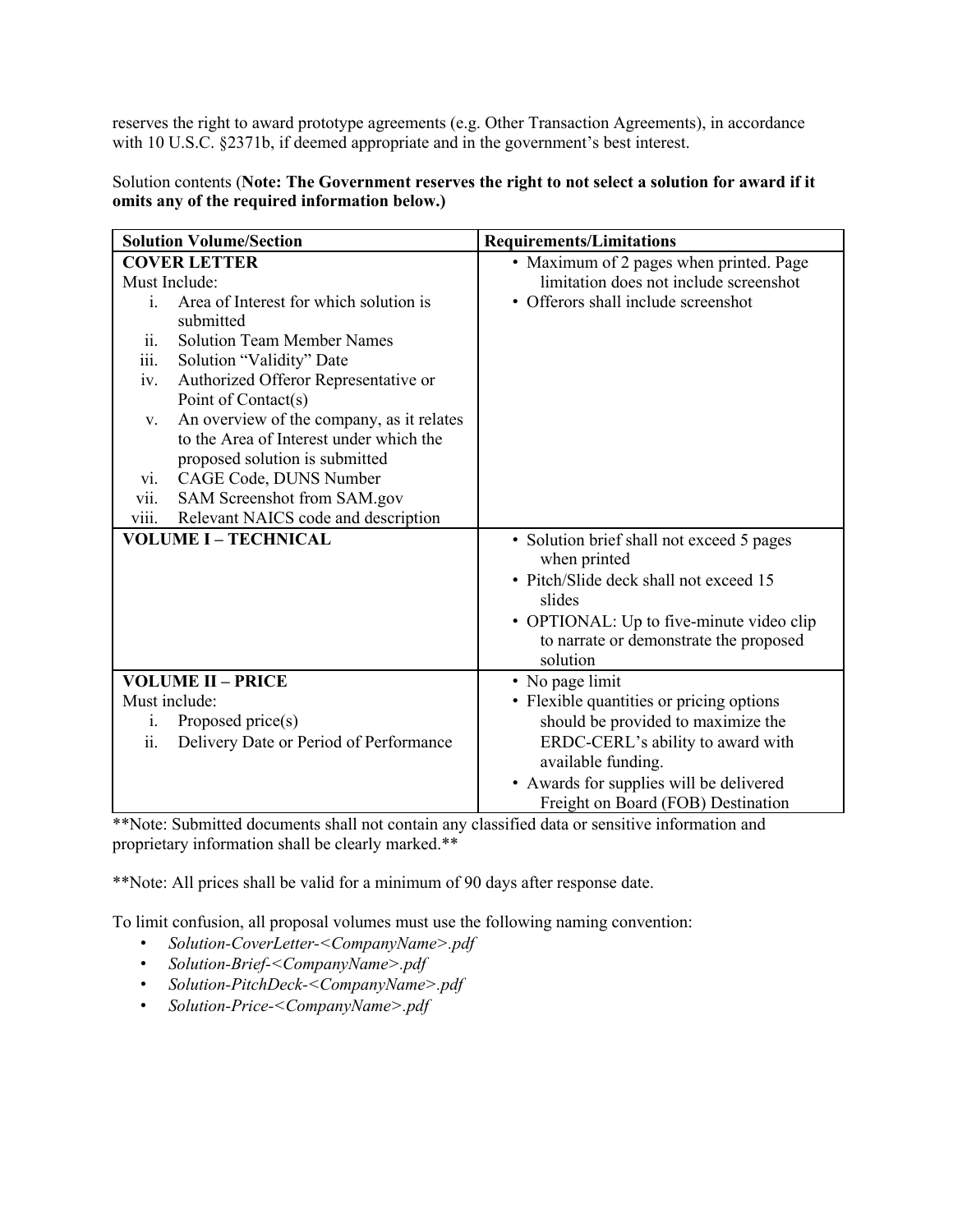reserves the right to award prototype agreements (e.g. Other Transaction Agreements), in accordance with 10 U.S.C. §2371b, if deemed appropriate and in the government's best interest.

Solution contents (**Note: The Government reserves the right to not select a solution for award if it omits any of the required information below.)**

| Solution Volume/Section | Requirements/Limitations |
|---|---|
| **COVER LETTER**<br>Must Include:<br>i. Area of Interest for which solution is submitted<br>ii. Solution Team Member Names<br>iii. Solution "Validity" Date<br>iv. Authorized Offeror Representative or Point of Contact(s)<br>v. An overview of the company, as it relates to the Area of Interest under which the proposed solution is submitted<br>vi. CAGE Code, DUNS Number<br>vii. SAM Screenshot from SAM.gov<br>viii. Relevant NAICS code and description | • Maximum of 2 pages when printed. Page limitation does not include screenshot<br>• Offerors shall include screenshot |
| **VOLUME I – TECHNICAL** | • Solution brief shall not exceed 5 pages when printed<br>• Pitch/Slide deck shall not exceed 15 slides<br>• OPTIONAL: Up to five-minute video clip to narrate or demonstrate the proposed solution |
| **VOLUME II – PRICE**<br>Must include:<br>i. Proposed price(s)<br>ii. Delivery Date or Period of Performance | • No page limit<br>• Flexible quantities or pricing options should be provided to maximize the ERDC-CERL's ability to award with available funding.<br>• Awards for supplies will be delivered Freight on Board (FOB) Destination |

**Note: Submitted documents shall not contain any classified data or sensitive information and proprietary information shall be clearly marked.**

**Note: All prices shall be valid for a minimum of 90 days after response date.

To limit confusion, all proposal volumes must use the following naming convention:

- *Solution-CoverLetter-<CompanyName>.pdf*
- *Solution-Brief-<CompanyName>.pdf*
- *Solution-PitchDeck-<CompanyName>.pdf*
- *Solution-Price-<CompanyName>.pdf*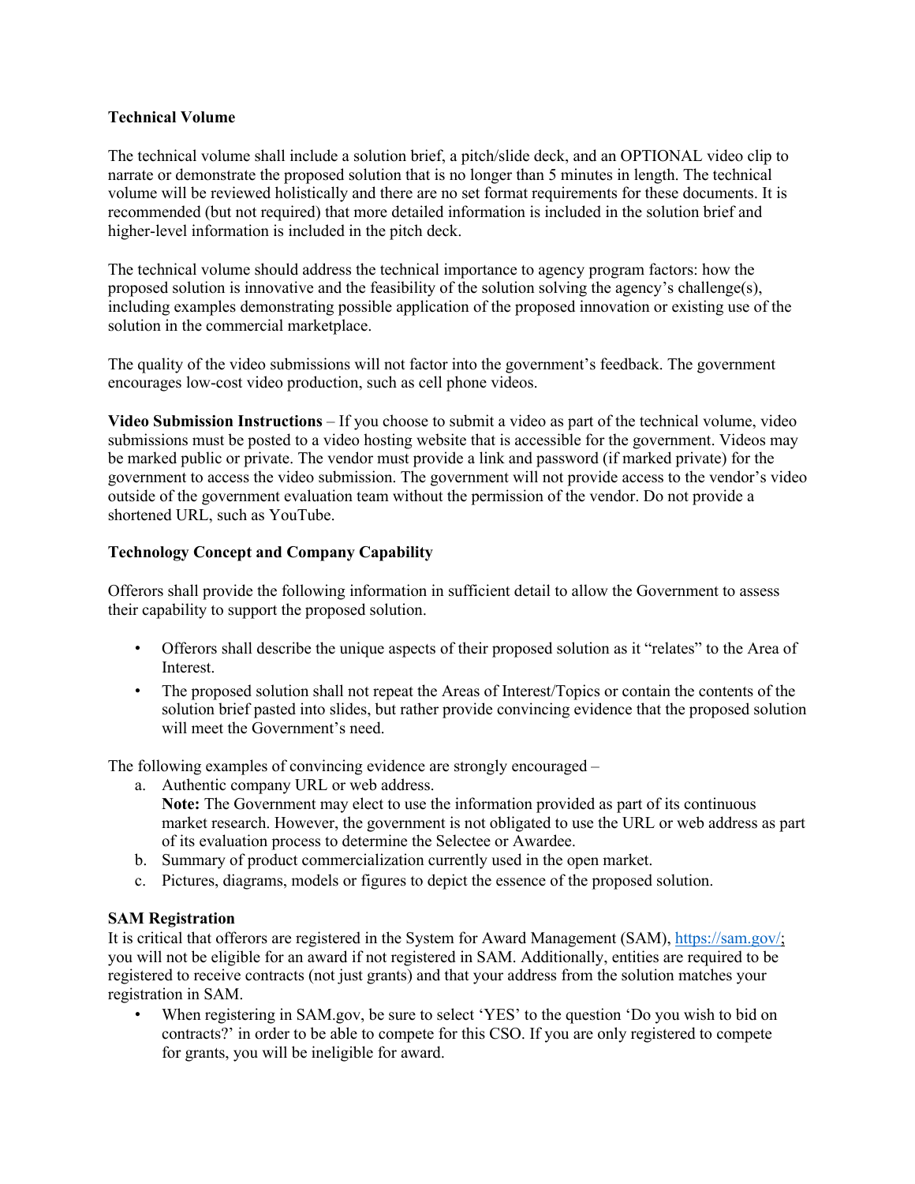**Technical Volume**

The technical volume shall include a solution brief, a pitch/slide deck, and an OPTIONAL video clip to narrate or demonstrate the proposed solution that is no longer than 5 minutes in length. The technical volume will be reviewed holistically and there are no set format requirements for these documents. It is recommended (but not required) that more detailed information is included in the solution brief and higher-level information is included in the pitch deck.

The technical volume should address the technical importance to agency program factors: how the proposed solution is innovative and the feasibility of the solution solving the agency's challenge(s), including examples demonstrating possible application of the proposed innovation or existing use of the solution in the commercial marketplace.

The quality of the video submissions will not factor into the government's feedback. The government encourages low-cost video production, such as cell phone videos.

**Video Submission Instructions** – If you choose to submit a video as part of the technical volume, video submissions must be posted to a video hosting website that is accessible for the government. Videos may be marked public or private. The vendor must provide a link and password (if marked private) for the government to access the video submission. The government will not provide access to the vendor's video outside of the government evaluation team without the permission of the vendor. Do not provide a shortened URL, such as YouTube.

**Technology Concept and Company Capability**

Offerors shall provide the following information in sufficient detail to allow the Government to assess their capability to support the proposed solution.

- Offerors shall describe the unique aspects of their proposed solution as it "relates" to the Area of Interest.
- The proposed solution shall not repeat the Areas of Interest/Topics or contain the contents of the solution brief pasted into slides, but rather provide convincing evidence that the proposed solution will meet the Government's need.

The following examples of convincing evidence are strongly encouraged –

a. Authentic company URL or web address.
   **Note:** The Government may elect to use the information provided as part of its continuous market research. However, the government is not obligated to use the URL or web address as part of its evaluation process to determine the Selectee or Awardee.
b. Summary of product commercialization currently used in the open market.
c. Pictures, diagrams, models or figures to depict the essence of the proposed solution.

**SAM Registration**

It is critical that offerors are registered in the System for Award Management (SAM), https://sam.gov/; you will not be eligible for an award if not registered in SAM. Additionally, entities are required to be registered to receive contracts (not just grants) and that your address from the solution matches your registration in SAM.

- When registering in SAM.gov, be sure to select 'YES' to the question 'Do you wish to bid on contracts?' in order to be able to compete for this CSO. If you are only registered to compete for grants, you will be ineligible for award.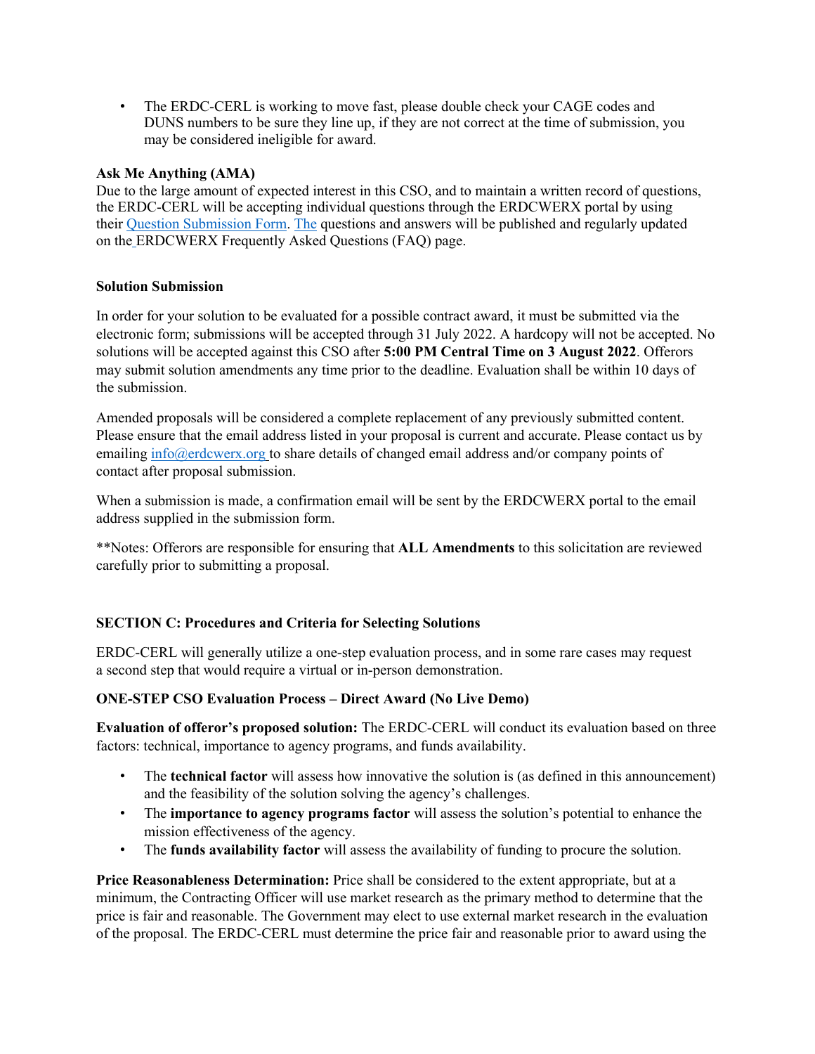- The ERDC-CERL is working to move fast, please double check your CAGE codes and DUNS numbers to be sure they line up, if they are not correct at the time of submission, you may be considered ineligible for award.

**Ask Me Anything (AMA)**

Due to the large amount of expected interest in this CSO, and to maintain a written record of questions, the ERDC-CERL will be accepting individual questions through the ERDCWERX portal by using their Question Submission Form. The questions and answers will be published and regularly updated on the ERDCWERX Frequently Asked Questions (FAQ) page.

**Solution Submission**

In order for your solution to be evaluated for a possible contract award, it must be submitted via the electronic form; submissions will be accepted through 31 July 2022. A hardcopy will not be accepted. No solutions will be accepted against this CSO after **5:00 PM Central Time on 3 August 2022**. Offerors may submit solution amendments any time prior to the deadline. Evaluation shall be within 10 days of the submission.

Amended proposals will be considered a complete replacement of any previously submitted content. Please ensure that the email address listed in your proposal is current and accurate. Please contact us by emailing info@erdcwerx.org to share details of changed email address and/or company points of contact after proposal submission.

When a submission is made, a confirmation email will be sent by the ERDCWERX portal to the email address supplied in the submission form.

**Notes: Offerors are responsible for ensuring that **ALL Amendments** to this solicitation are reviewed carefully prior to submitting a proposal.

**SECTION C: Procedures and Criteria for Selecting Solutions**

ERDC-CERL will generally utilize a one-step evaluation process, and in some rare cases may request a second step that would require a virtual or in-person demonstration.

**ONE-STEP CSO Evaluation Process – Direct Award (No Live Demo)**

**Evaluation of offeror's proposed solution:** The ERDC-CERL will conduct its evaluation based on three factors: technical, importance to agency programs, and funds availability.

- The **technical factor** will assess how innovative the solution is (as defined in this announcement) and the feasibility of the solution solving the agency's challenges.
- The **importance to agency programs factor** will assess the solution's potential to enhance the mission effectiveness of the agency.
- The **funds availability factor** will assess the availability of funding to procure the solution.

**Price Reasonableness Determination:** Price shall be considered to the extent appropriate, but at a minimum, the Contracting Officer will use market research as the primary method to determine that the price is fair and reasonable. The Government may elect to use external market research in the evaluation of the proposal. The ERDC-CERL must determine the price fair and reasonable prior to award using the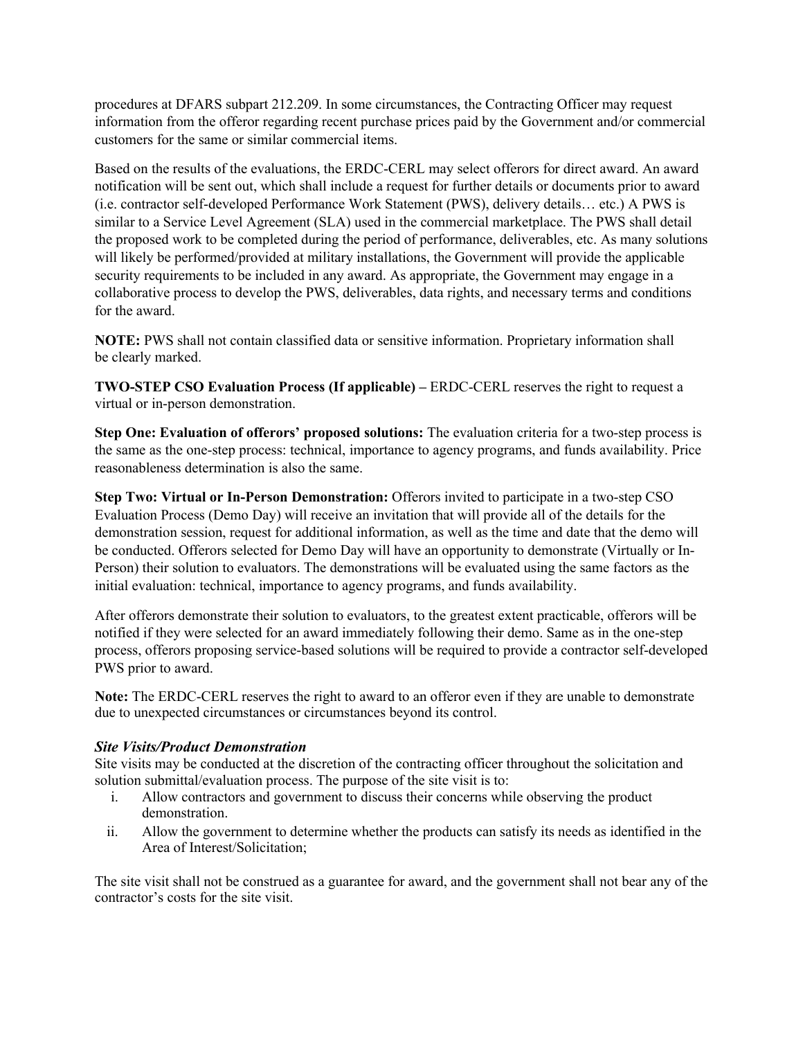procedures at DFARS subpart 212.209. In some circumstances, the Contracting Officer may request information from the offeror regarding recent purchase prices paid by the Government and/or commercial customers for the same or similar commercial items.

Based on the results of the evaluations, the ERDC-CERL may select offerors for direct award. An award notification will be sent out, which shall include a request for further details or documents prior to award (i.e. contractor self-developed Performance Work Statement (PWS), delivery details… etc.) A PWS is similar to a Service Level Agreement (SLA) used in the commercial marketplace. The PWS shall detail the proposed work to be completed during the period of performance, deliverables, etc. As many solutions will likely be performed/provided at military installations, the Government will provide the applicable security requirements to be included in any award. As appropriate, the Government may engage in a collaborative process to develop the PWS, deliverables, data rights, and necessary terms and conditions for the award.

**NOTE:** PWS shall not contain classified data or sensitive information. Proprietary information shall be clearly marked.

**TWO-STEP CSO Evaluation Process (If applicable) –** ERDC-CERL reserves the right to request a virtual or in-person demonstration.

**Step One: Evaluation of offerors' proposed solutions:** The evaluation criteria for a two-step process is the same as the one-step process: technical, importance to agency programs, and funds availability. Price reasonableness determination is also the same.

**Step Two: Virtual or In-Person Demonstration:** Offerors invited to participate in a two-step CSO Evaluation Process (Demo Day) will receive an invitation that will provide all of the details for the demonstration session, request for additional information, as well as the time and date that the demo will be conducted. Offerors selected for Demo Day will have an opportunity to demonstrate (Virtually or In-Person) their solution to evaluators. The demonstrations will be evaluated using the same factors as the initial evaluation: technical, importance to agency programs, and funds availability.

After offerors demonstrate their solution to evaluators, to the greatest extent practicable, offerors will be notified if they were selected for an award immediately following their demo. Same as in the one-step process, offerors proposing service-based solutions will be required to provide a contractor self-developed PWS prior to award.

**Note:** The ERDC-CERL reserves the right to award to an offeror even if they are unable to demonstrate due to unexpected circumstances or circumstances beyond its control.

### *Site Visits/Product Demonstration*

Site visits may be conducted at the discretion of the contracting officer throughout the solicitation and solution submittal/evaluation process. The purpose of the site visit is to:

i. Allow contractors and government to discuss their concerns while observing the product demonstration.
ii. Allow the government to determine whether the products can satisfy its needs as identified in the Area of Interest/Solicitation;

The site visit shall not be construed as a guarantee for award, and the government shall not bear any of the contractor's costs for the site visit.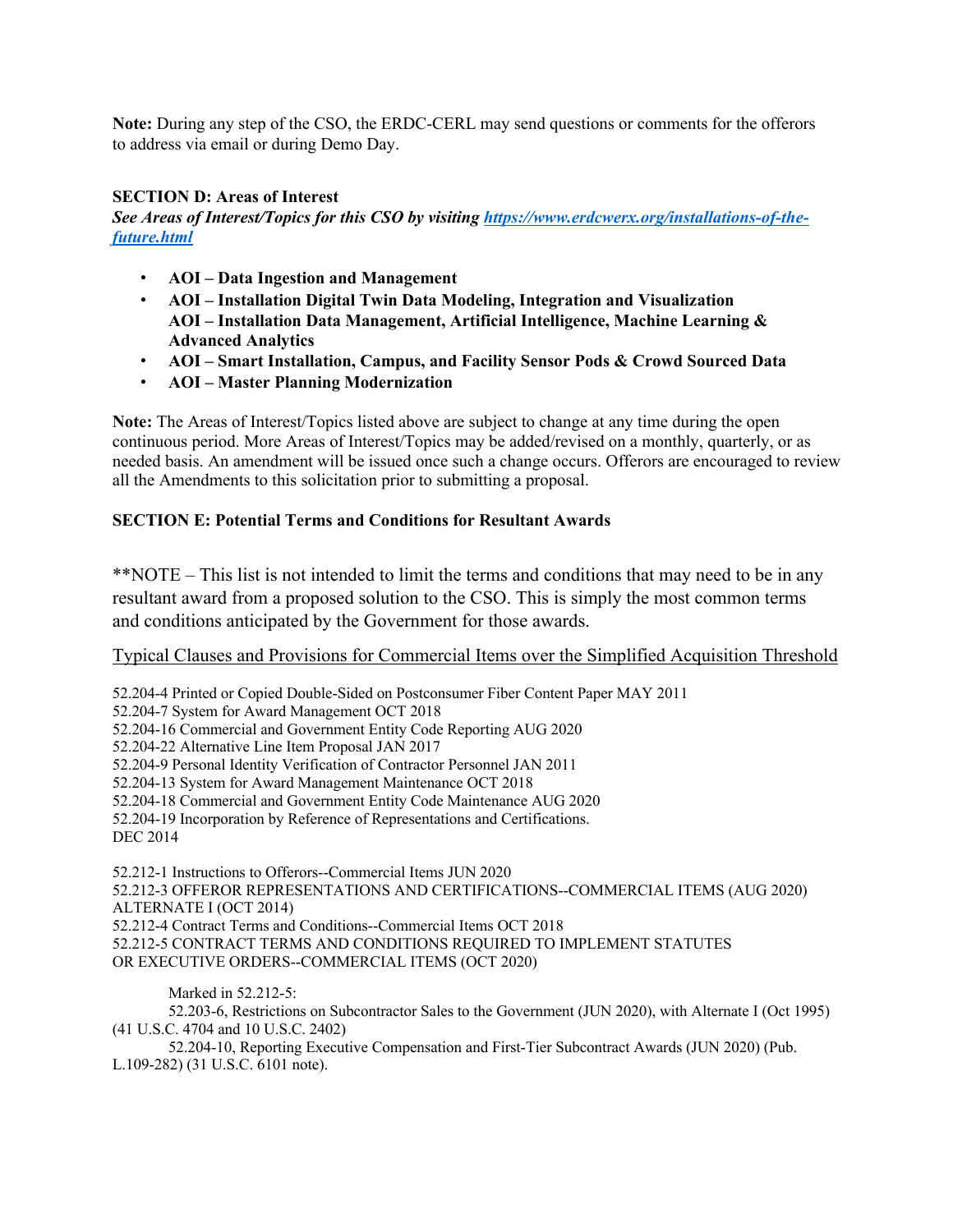**Note:** During any step of the CSO, the ERDC-CERL may send questions or comments for the offerors to address via email or during Demo Day.

**SECTION D: Areas of Interest**

***See Areas of Interest/Topics for this CSO by visiting [https://www.erdcwerx.org/installations-of-the-future.html](https://www.erdcwerx.org/installations-of-the-future.html)***

- **AOI – Data Ingestion and Management**
- **AOI – Installation Digital Twin Data Modeling, Integration and Visualization**
  **AOI – Installation Data Management, Artificial Intelligence, Machine Learning & Advanced Analytics**
- **AOI – Smart Installation, Campus, and Facility Sensor Pods & Crowd Sourced Data**
- **AOI – Master Planning Modernization**

**Note:** The Areas of Interest/Topics listed above are subject to change at any time during the open continuous period. More Areas of Interest/Topics may be added/revised on a monthly, quarterly, or as needed basis. An amendment will be issued once such a change occurs. Offerors are encouraged to review all the Amendments to this solicitation prior to submitting a proposal.

**SECTION E: Potential Terms and Conditions for Resultant Awards**

**NOTE – This list is not intended to limit the terms and conditions that may need to be in any resultant award from a proposed solution to the CSO. This is simply the most common terms and conditions anticipated by the Government for those awards.

<u>Typical Clauses and Provisions for Commercial Items over the Simplified Acquisition Threshold</u>

52.204-4 Printed or Copied Double-Sided on Postconsumer Fiber Content Paper MAY 2011
52.204-7 System for Award Management OCT 2018
52.204-16 Commercial and Government Entity Code Reporting AUG 2020
52.204-22 Alternative Line Item Proposal JAN 2017
52.204-9 Personal Identity Verification of Contractor Personnel JAN 2011
52.204-13 System for Award Management Maintenance OCT 2018
52.204-18 Commercial and Government Entity Code Maintenance AUG 2020
52.204-19 Incorporation by Reference of Representations and Certifications.
DEC 2014

52.212-1 Instructions to Offerors--Commercial Items JUN 2020
52.212-3 OFFEROR REPRESENTATIONS AND CERTIFICATIONS--COMMERCIAL ITEMS (AUG 2020) ALTERNATE I (OCT 2014)
52.212-4 Contract Terms and Conditions--Commercial Items OCT 2018
52.212-5 CONTRACT TERMS AND CONDITIONS REQUIRED TO IMPLEMENT STATUTES OR EXECUTIVE ORDERS--COMMERCIAL ITEMS (OCT 2020)

Marked in 52.212-5:

52.203-6, Restrictions on Subcontractor Sales to the Government (JUN 2020), with Alternate I (Oct 1995) (41 U.S.C. 4704 and 10 U.S.C. 2402)

52.204-10, Reporting Executive Compensation and First-Tier Subcontract Awards (JUN 2020) (Pub. L.109-282) (31 U.S.C. 6101 note).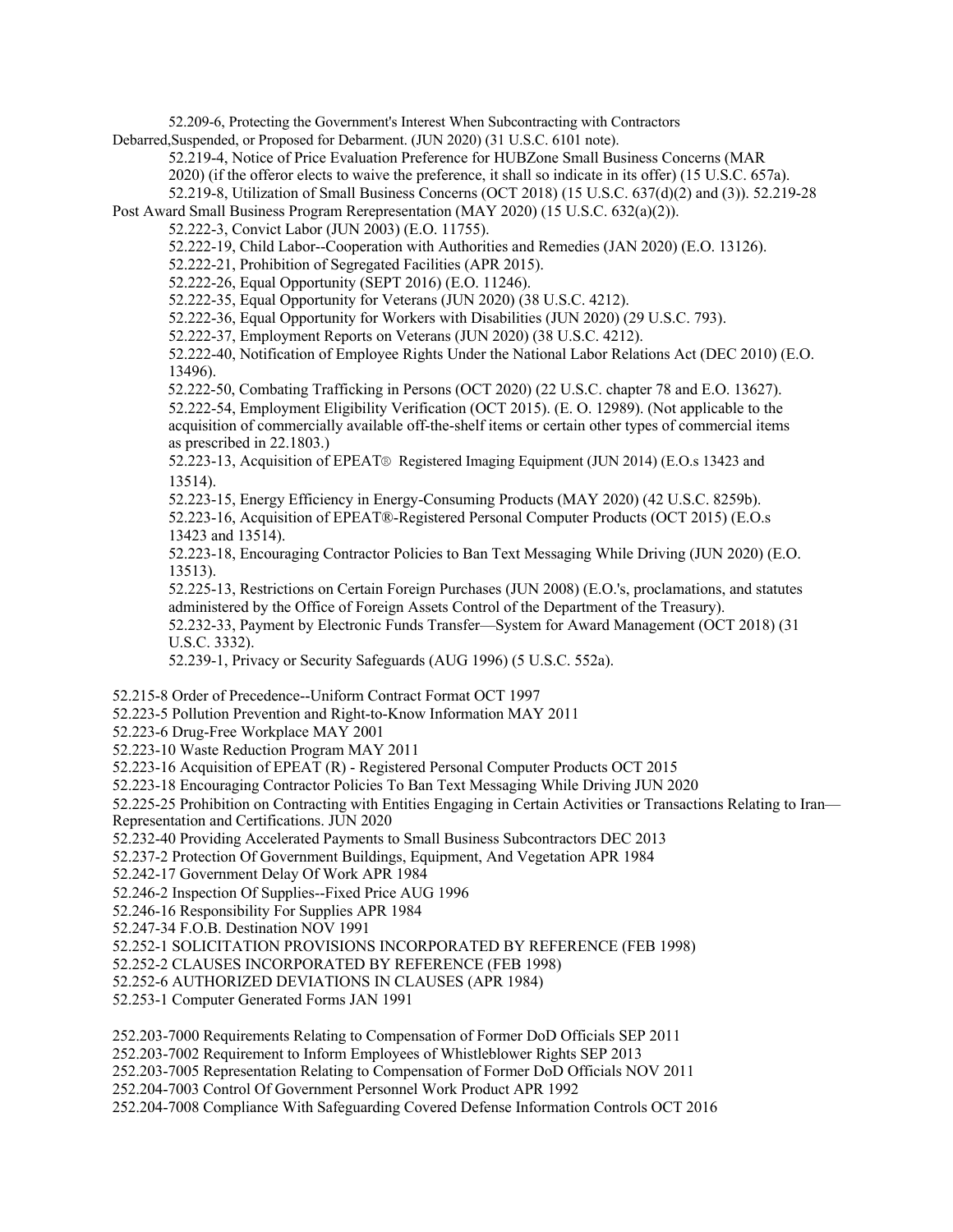52.209-6, Protecting the Government's Interest When Subcontracting with Contractors Debarred,Suspended, or Proposed for Debarment. (JUN 2020) (31 U.S.C. 6101 note).

52.219-4, Notice of Price Evaluation Preference for HUBZone Small Business Concerns (MAR 2020) (if the offeror elects to waive the preference, it shall so indicate in its offer) (15 U.S.C. 657a).

52.219-8, Utilization of Small Business Concerns (OCT 2018) (15 U.S.C. 637(d)(2) and (3)). 52.219-28 Post Award Small Business Program Rerepresentation (MAY 2020) (15 U.S.C. 632(a)(2)).

52.222-3, Convict Labor (JUN 2003) (E.O. 11755).

52.222-19, Child Labor--Cooperation with Authorities and Remedies (JAN 2020) (E.O. 13126).

52.222-21, Prohibition of Segregated Facilities (APR 2015).

52.222-26, Equal Opportunity (SEPT 2016) (E.O. 11246).

52.222-35, Equal Opportunity for Veterans (JUN 2020) (38 U.S.C. 4212).

52.222-36, Equal Opportunity for Workers with Disabilities (JUN 2020) (29 U.S.C. 793).

52.222-37, Employment Reports on Veterans (JUN 2020) (38 U.S.C. 4212).

52.222-40, Notification of Employee Rights Under the National Labor Relations Act (DEC 2010) (E.O. 13496).

52.222-50, Combating Trafficking in Persons (OCT 2020) (22 U.S.C. chapter 78 and E.O. 13627).

52.222-54, Employment Eligibility Verification (OCT 2015). (E. O. 12989). (Not applicable to the acquisition of commercially available off-the-shelf items or certain other types of commercial items as prescribed in 22.1803.)

52.223-13, Acquisition of EPEAT® Registered Imaging Equipment (JUN 2014) (E.O.s 13423 and 13514).

52.223-15, Energy Efficiency in Energy-Consuming Products (MAY 2020) (42 U.S.C. 8259b).

52.223-16, Acquisition of EPEAT®-Registered Personal Computer Products (OCT 2015) (E.O.s 13423 and 13514).

52.223-18, Encouraging Contractor Policies to Ban Text Messaging While Driving (JUN 2020) (E.O. 13513).

52.225-13, Restrictions on Certain Foreign Purchases (JUN 2008) (E.O.'s, proclamations, and statutes administered by the Office of Foreign Assets Control of the Department of the Treasury).

52.232-33, Payment by Electronic Funds Transfer—System for Award Management (OCT 2018) (31 U.S.C. 3332).

52.239-1, Privacy or Security Safeguards (AUG 1996) (5 U.S.C. 552a).

52.215-8 Order of Precedence--Uniform Contract Format OCT 1997
52.223-5 Pollution Prevention and Right-to-Know Information MAY 2011
52.223-6 Drug-Free Workplace MAY 2001
52.223-10 Waste Reduction Program MAY 2011
52.223-16 Acquisition of EPEAT (R) - Registered Personal Computer Products OCT 2015
52.223-18 Encouraging Contractor Policies To Ban Text Messaging While Driving JUN 2020
52.225-25 Prohibition on Contracting with Entities Engaging in Certain Activities or Transactions Relating to Iran—Representation and Certifications. JUN 2020
52.232-40 Providing Accelerated Payments to Small Business Subcontractors DEC 2013
52.237-2 Protection Of Government Buildings, Equipment, And Vegetation APR 1984
52.242-17 Government Delay Of Work APR 1984
52.246-2 Inspection Of Supplies--Fixed Price AUG 1996
52.246-16 Responsibility For Supplies APR 1984
52.247-34 F.O.B. Destination NOV 1991
52.252-1 SOLICITATION PROVISIONS INCORPORATED BY REFERENCE (FEB 1998)
52.252-2 CLAUSES INCORPORATED BY REFERENCE (FEB 1998)
52.252-6 AUTHORIZED DEVIATIONS IN CLAUSES (APR 1984)
52.253-1 Computer Generated Forms JAN 1991

252.203-7000 Requirements Relating to Compensation of Former DoD Officials SEP 2011
252.203-7002 Requirement to Inform Employees of Whistleblower Rights SEP 2013
252.203-7005 Representation Relating to Compensation of Former DoD Officials NOV 2011
252.204-7003 Control Of Government Personnel Work Product APR 1992
252.204-7008 Compliance With Safeguarding Covered Defense Information Controls OCT 2016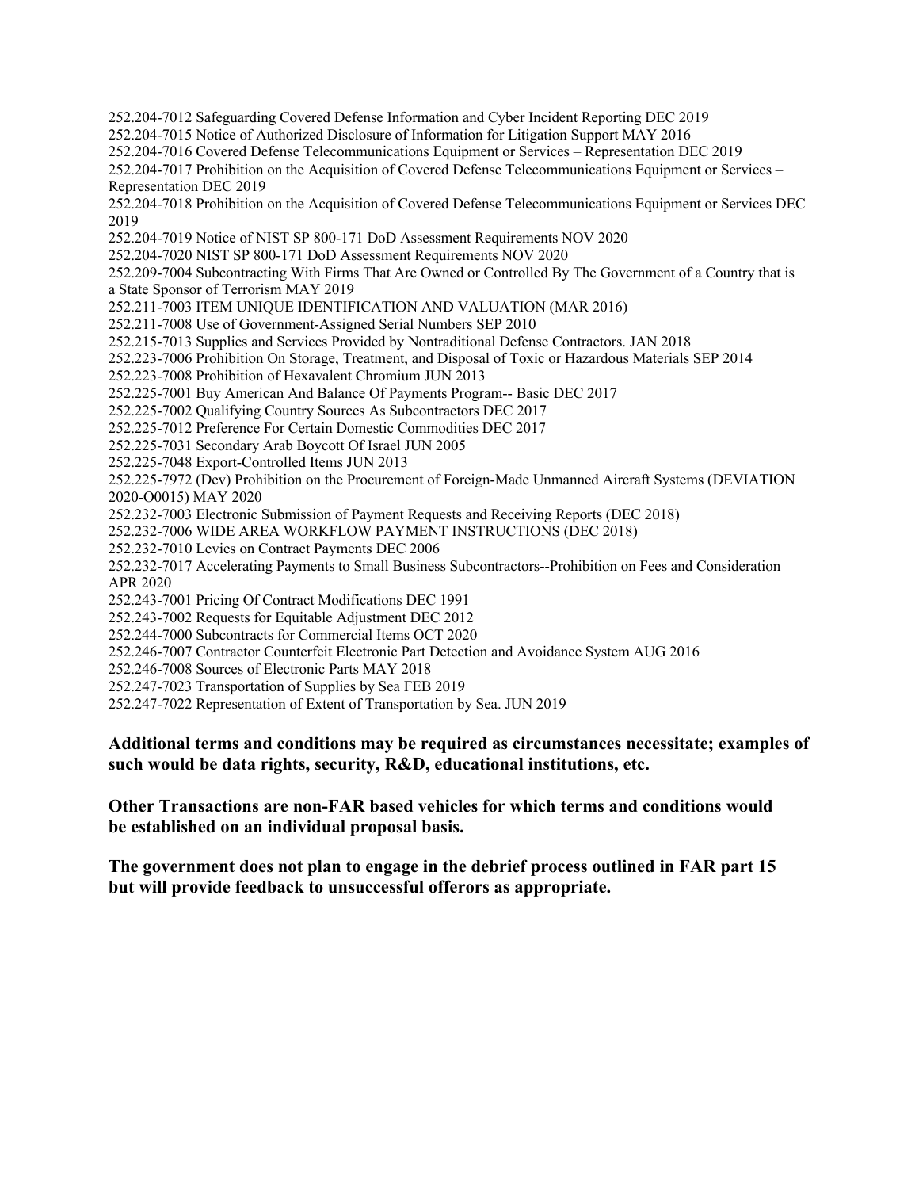252.204-7012 Safeguarding Covered Defense Information and Cyber Incident Reporting DEC 2019
252.204-7015 Notice of Authorized Disclosure of Information for Litigation Support MAY 2016
252.204-7016 Covered Defense Telecommunications Equipment or Services – Representation DEC 2019
252.204-7017 Prohibition on the Acquisition of Covered Defense Telecommunications Equipment or Services – Representation DEC 2019
252.204-7018 Prohibition on the Acquisition of Covered Defense Telecommunications Equipment or Services DEC 2019
252.204-7019 Notice of NIST SP 800-171 DoD Assessment Requirements NOV 2020
252.204-7020 NIST SP 800-171 DoD Assessment Requirements NOV 2020
252.209-7004 Subcontracting With Firms That Are Owned or Controlled By The Government of a Country that is a State Sponsor of Terrorism MAY 2019
252.211-7003 ITEM UNIQUE IDENTIFICATION AND VALUATION (MAR 2016)
252.211-7008 Use of Government-Assigned Serial Numbers SEP 2010
252.215-7013 Supplies and Services Provided by Nontraditional Defense Contractors. JAN 2018
252.223-7006 Prohibition On Storage, Treatment, and Disposal of Toxic or Hazardous Materials SEP 2014
252.223-7008 Prohibition of Hexavalent Chromium JUN 2013
252.225-7001 Buy American And Balance Of Payments Program-- Basic DEC 2017
252.225-7002 Qualifying Country Sources As Subcontractors DEC 2017
252.225-7012 Preference For Certain Domestic Commodities DEC 2017
252.225-7031 Secondary Arab Boycott Of Israel JUN 2005
252.225-7048 Export-Controlled Items JUN 2013
252.225-7972 (Dev) Prohibition on the Procurement of Foreign-Made Unmanned Aircraft Systems (DEVIATION 2020-O0015) MAY 2020
252.232-7003 Electronic Submission of Payment Requests and Receiving Reports (DEC 2018)
252.232-7006 WIDE AREA WORKFLOW PAYMENT INSTRUCTIONS (DEC 2018)
252.232-7010 Levies on Contract Payments DEC 2006
252.232-7017 Accelerating Payments to Small Business Subcontractors--Prohibition on Fees and Consideration APR 2020
252.243-7001 Pricing Of Contract Modifications DEC 1991
252.243-7002 Requests for Equitable Adjustment DEC 2012
252.244-7000 Subcontracts for Commercial Items OCT 2020
252.246-7007 Contractor Counterfeit Electronic Part Detection and Avoidance System AUG 2016
252.246-7008 Sources of Electronic Parts MAY 2018
252.247-7023 Transportation of Supplies by Sea FEB 2019
252.247-7022 Representation of Extent of Transportation by Sea. JUN 2019

**Additional terms and conditions may be required as circumstances necessitate; examples of such would be data rights, security, R&D, educational institutions, etc.**

**Other Transactions are non-FAR based vehicles for which terms and conditions would be established on an individual proposal basis.**

**The government does not plan to engage in the debrief process outlined in FAR part 15 but will provide feedback to unsuccessful offerors as appropriate.**